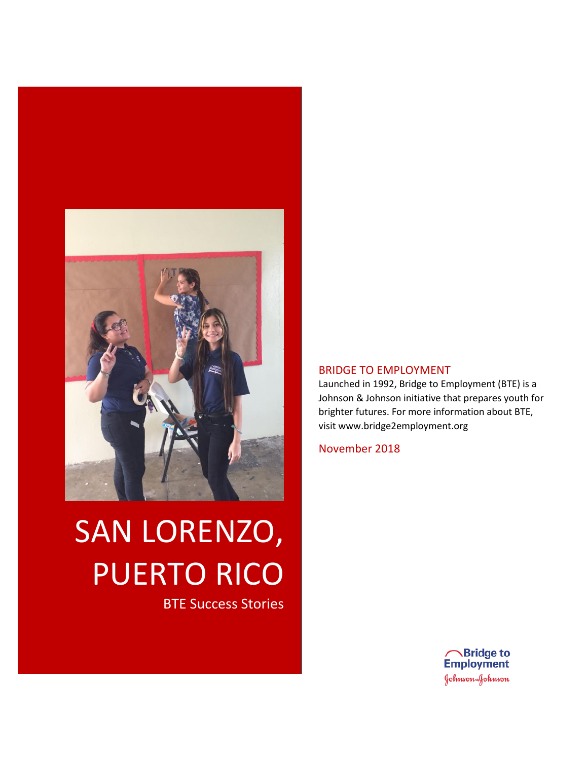# SAN LORENZO, PUERTO RICO

BTE Success Stories

## BRIDGE TO EMPLOYMENT

Launched in 1992, Bridge to Employment (BTE) is a Johnson & Johnson initiative that prepares youth for brighter futures. For more information about BTE, visit www.bridge2employment.org

November 2018

Bridge to Employment
Johnson & Johnson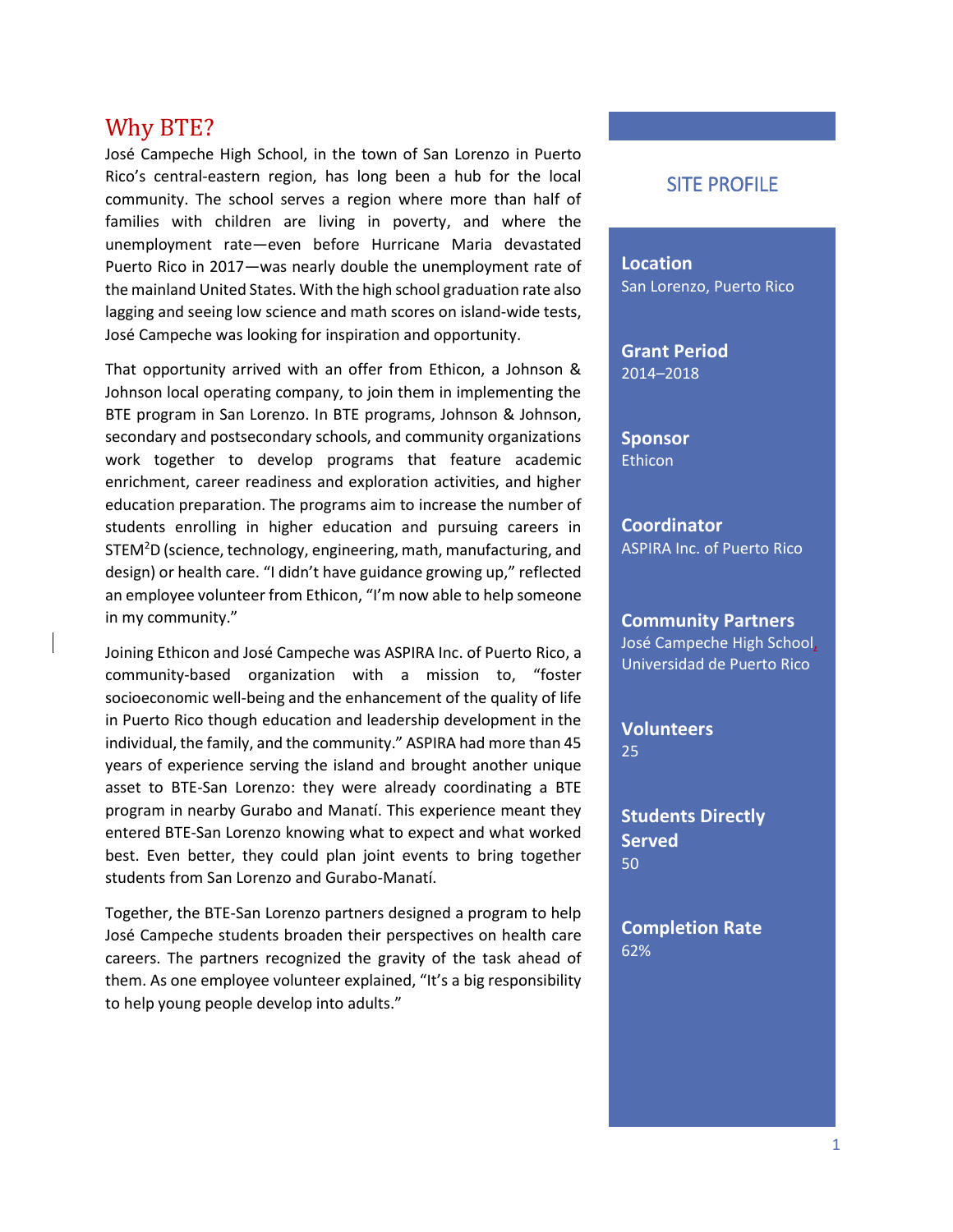## Why BTE?

José Campeche High School, in the town of San Lorenzo in Puerto Rico's central-eastern region, has long been a hub for the local community. The school serves a region where more than half of families with children are living in poverty, and where the unemployment rate—even before Hurricane Maria devastated Puerto Rico in 2017—was nearly double the unemployment rate of the mainland United States. With the high school graduation rate also lagging and seeing low science and math scores on island-wide tests, José Campeche was looking for inspiration and opportunity.

That opportunity arrived with an offer from Ethicon, a Johnson & Johnson local operating company, to join them in implementing the BTE program in San Lorenzo. In BTE programs, Johnson & Johnson, secondary and postsecondary schools, and community organizations work together to develop programs that feature academic enrichment, career readiness and exploration activities, and higher education preparation. The programs aim to increase the number of students enrolling in higher education and pursuing careers in STEM$^2$D (science, technology, engineering, math, manufacturing, and design) or health care. "I didn't have guidance growing up," reflected an employee volunteer from Ethicon, "I'm now able to help someone in my community."

Joining Ethicon and José Campeche was ASPIRA Inc. of Puerto Rico, a community-based organization with a mission to, "foster socioeconomic well-being and the enhancement of the quality of life in Puerto Rico though education and leadership development in the individual, the family, and the community." ASPIRA had more than 45 years of experience serving the island and brought another unique asset to BTE-San Lorenzo: they were already coordinating a BTE program in nearby Gurabo and Manatí. This experience meant they entered BTE-San Lorenzo knowing what to expect and what worked best. Even better, they could plan joint events to bring together students from San Lorenzo and Gurabo-Manatí.

Together, the BTE-San Lorenzo partners designed a program to help José Campeche students broaden their perspectives on health care careers. The partners recognized the gravity of the task ahead of them. As one employee volunteer explained, "It's a big responsibility to help young people develop into adults."

### SITE PROFILE

**Location**
San Lorenzo, Puerto Rico

**Grant Period**
2014–2018

**Sponsor**
Ethicon

**Coordinator**
ASPIRA Inc. of Puerto Rico

**Community Partners**
José Campeche High School
Universidad de Puerto Rico

**Volunteers**
25

**Students Directly Served**
50

**Completion Rate**
62%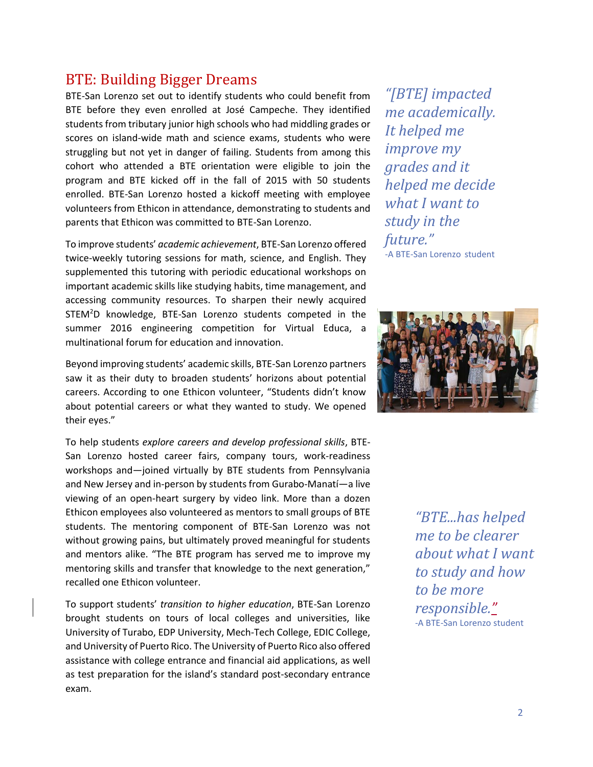## BTE: Building Bigger Dreams

BTE-San Lorenzo set out to identify students who could benefit from BTE before they even enrolled at José Campeche. They identified students from tributary junior high schools who had middling grades or scores on island-wide math and science exams, students who were struggling but not yet in danger of failing. Students from among this cohort who attended a BTE orientation were eligible to join the program and BTE kicked off in the fall of 2015 with 50 students enrolled. BTE-San Lorenzo hosted a kickoff meeting with employee volunteers from Ethicon in attendance, demonstrating to students and parents that Ethicon was committed to BTE-San Lorenzo.

*"[BTE] impacted me academically. It helped me improve my grades and it helped me decide what I want to study in the future."*
-A BTE-San Lorenzo student

To improve students' *academic achievement*, BTE-San Lorenzo offered twice-weekly tutoring sessions for math, science, and English. They supplemented this tutoring with periodic educational workshops on important academic skills like studying habits, time management, and accessing community resources. To sharpen their newly acquired STEM²D knowledge, BTE-San Lorenzo students competed in the summer 2016 engineering competition for Virtual Educa, a multinational forum for education and innovation.

Beyond improving students' academic skills, BTE-San Lorenzo partners saw it as their duty to broaden students' horizons about potential careers. According to one Ethicon volunteer, "Students didn't know about potential careers or what they wanted to study. We opened their eyes."

To help students *explore careers and develop professional skills*, BTE-San Lorenzo hosted career fairs, company tours, work-readiness workshops and—joined virtually by BTE students from Pennsylvania and New Jersey and in-person by students from Gurabo-Manatí—a live viewing of an open-heart surgery by video link. More than a dozen Ethicon employees also volunteered as mentors to small groups of BTE students. The mentoring component of BTE-San Lorenzo was not without growing pains, but ultimately proved meaningful for students and mentors alike. "The BTE program has served me to improve my mentoring skills and transfer that knowledge to the next generation," recalled one Ethicon volunteer.

*"BTE...has helped me to be clearer about what I want to study and how to be more responsible."*
-A BTE-San Lorenzo student

To support students' *transition to higher education*, BTE-San Lorenzo brought students on tours of local colleges and universities, like University of Turabo, EDP University, Mech-Tech College, EDIC College, and University of Puerto Rico. The University of Puerto Rico also offered assistance with college entrance and financial aid applications, as well as test preparation for the island's standard post-secondary entrance exam.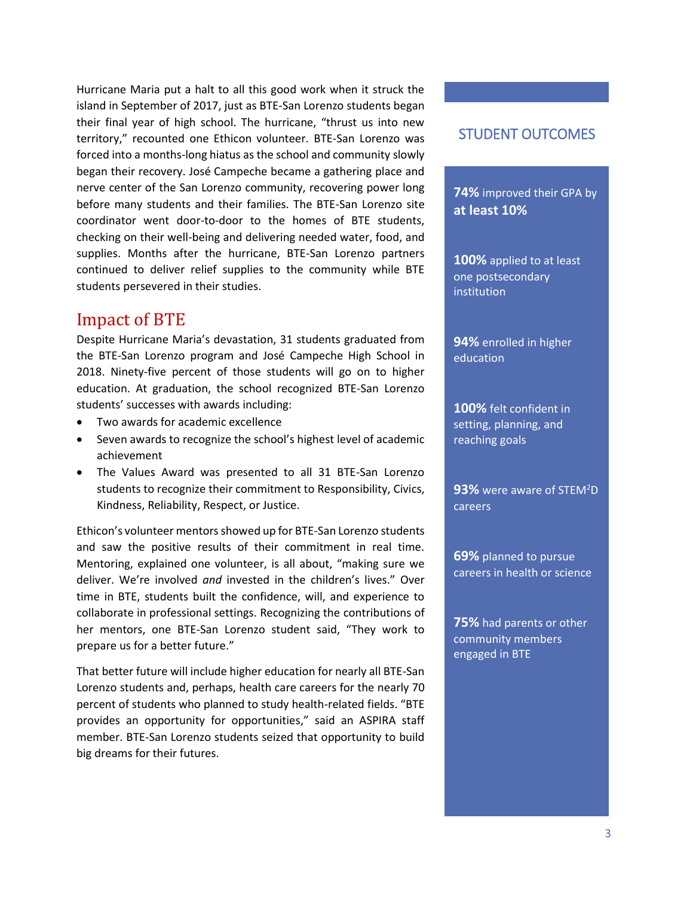Hurricane Maria put a halt to all this good work when it struck the island in September of 2017, just as BTE-San Lorenzo students began their final year of high school. The hurricane, "thrust us into new territory," recounted one Ethicon volunteer. BTE-San Lorenzo was forced into a months-long hiatus as the school and community slowly began their recovery. José Campeche became a gathering place and nerve center of the San Lorenzo community, recovering power long before many students and their families. The BTE-San Lorenzo site coordinator went door-to-door to the homes of BTE students, checking on their well-being and delivering needed water, food, and supplies. Months after the hurricane, BTE-San Lorenzo partners continued to deliver relief supplies to the community while BTE students persevered in their studies.

## Impact of BTE

Despite Hurricane Maria's devastation, 31 students graduated from the BTE-San Lorenzo program and José Campeche High School in 2018. Ninety-five percent of those students will go on to higher education. At graduation, the school recognized BTE-San Lorenzo students' successes with awards including:

- Two awards for academic excellence
- Seven awards to recognize the school's highest level of academic achievement
- The Values Award was presented to all 31 BTE-San Lorenzo students to recognize their commitment to Responsibility, Civics, Kindness, Reliability, Respect, or Justice.

Ethicon's volunteer mentors showed up for BTE-San Lorenzo students and saw the positive results of their commitment in real time. Mentoring, explained one volunteer, is all about, "making sure we deliver. We're involved *and* invested in the children's lives." Over time in BTE, students built the confidence, will, and experience to collaborate in professional settings. Recognizing the contributions of her mentors, one BTE-San Lorenzo student said, "They work to prepare us for a better future."

That better future will include higher education for nearly all BTE-San Lorenzo students and, perhaps, health care careers for the nearly 70 percent of students who planned to study health-related fields. "BTE provides an opportunity for opportunities," said an ASPIRA staff member. BTE-San Lorenzo students seized that opportunity to build big dreams for their futures.

## STUDENT OUTCOMES

**74%** improved their GPA by **at least 10%**

**100%** applied to at least one postsecondary institution

**94%** enrolled in higher education

**100%** felt confident in setting, planning, and reaching goals

**93%** were aware of STEM$^2$D careers

**69%** planned to pursue careers in health or science

**75%** had parents or other community members engaged in BTE